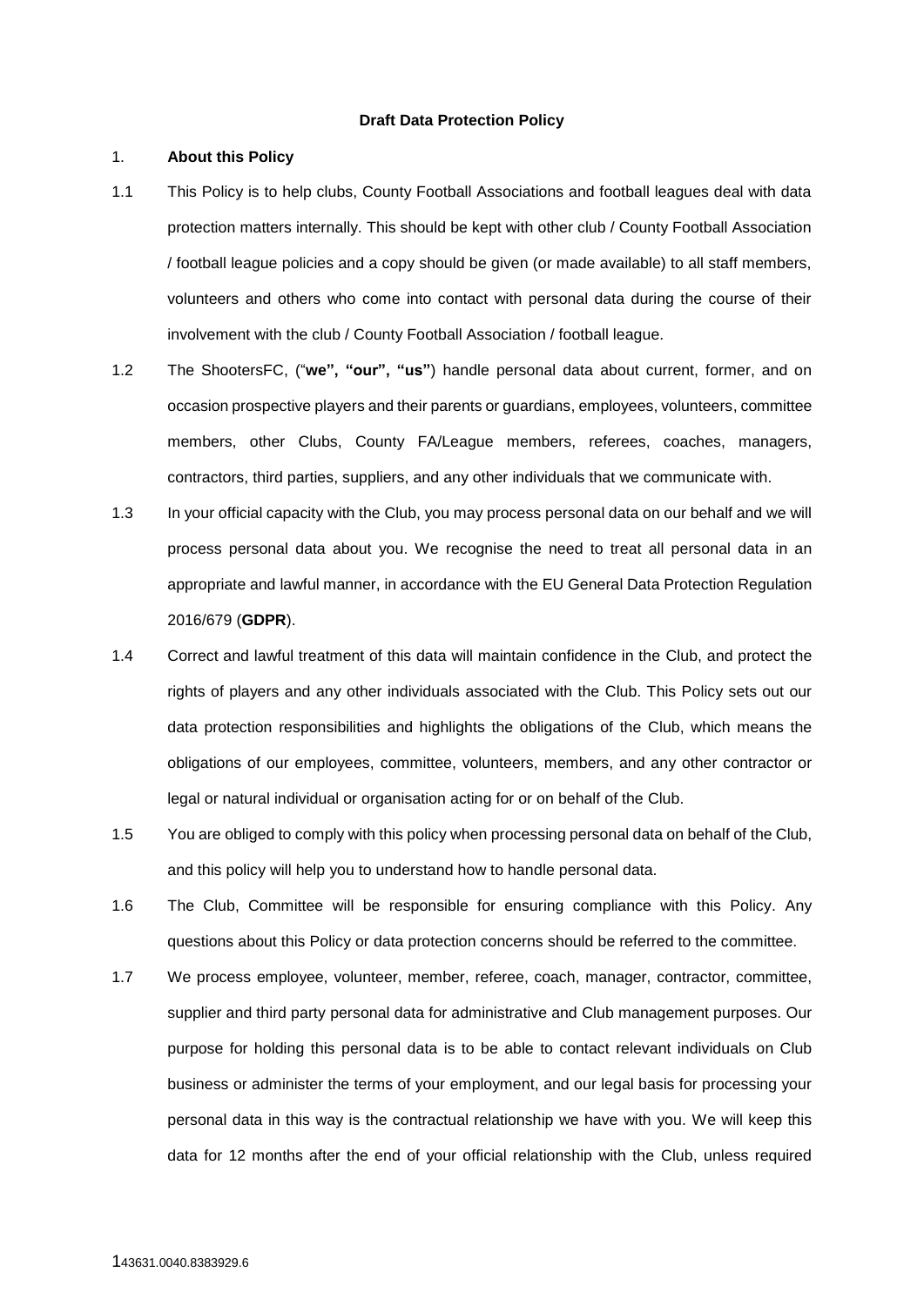**Draft Data Protection Policy**

1. **About this Policy**

1.1 This Policy is to help clubs, County Football Associations and football leagues deal with data protection matters internally. This should be kept with other club / County Football Association / football league policies and a copy should be given (or made available) to all staff members, volunteers and others who come into contact with personal data during the course of their involvement with the club / County Football Association / football league.

1.2 The ShootersFC, ("**we", "our", "us"**) handle personal data about current, former, and on occasion prospective players and their parents or guardians, employees, volunteers, committee members, other Clubs, County FA/League members, referees, coaches, managers, contractors, third parties, suppliers, and any other individuals that we communicate with.

1.3 In your official capacity with the Club, you may process personal data on our behalf and we will process personal data about you. We recognise the need to treat all personal data in an appropriate and lawful manner, in accordance with the EU General Data Protection Regulation 2016/679 (**GDPR**).

1.4 Correct and lawful treatment of this data will maintain confidence in the Club, and protect the rights of players and any other individuals associated with the Club. This Policy sets out our data protection responsibilities and highlights the obligations of the Club, which means the obligations of our employees, committee, volunteers, members, and any other contractor or legal or natural individual or organisation acting for or on behalf of the Club.

1.5 You are obliged to comply with this policy when processing personal data on behalf of the Club, and this policy will help you to understand how to handle personal data.

1.6 The Club, Committee will be responsible for ensuring compliance with this Policy. Any questions about this Policy or data protection concerns should be referred to the committee.

1.7 We process employee, volunteer, member, referee, coach, manager, contractor, committee, supplier and third party personal data for administrative and Club management purposes. Our purpose for holding this personal data is to be able to contact relevant individuals on Club business or administer the terms of your employment, and our legal basis for processing your personal data in this way is the contractual relationship we have with you. We will keep this data for 12 months after the end of your official relationship with the Club, unless required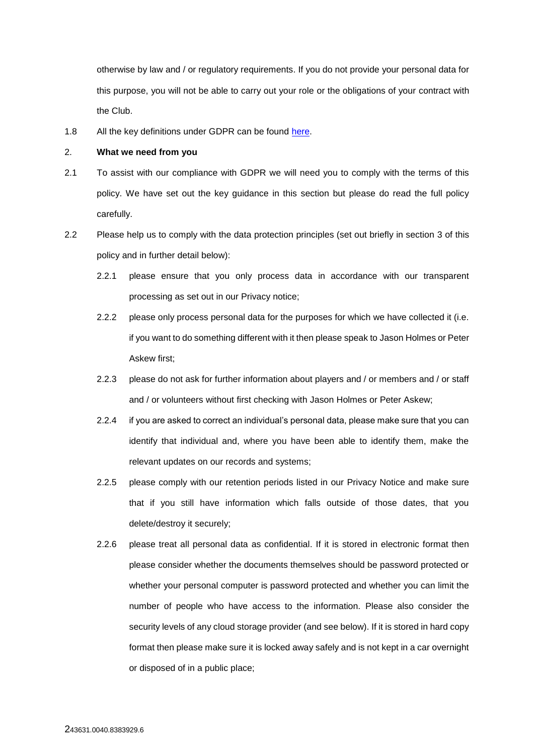otherwise by law and / or regulatory requirements. If you do not provide your personal data for this purpose, you will not be able to carry out your role or the obligations of your contract with the Club.

1.8 All the key definitions under GDPR can be found here.

## 2. What we need from you

2.1 To assist with our compliance with GDPR we will need you to comply with the terms of this policy. We have set out the key guidance in this section but please do read the full policy carefully.

2.2 Please help us to comply with the data protection principles (set out briefly in section 3 of this policy and in further detail below):

2.2.1 please ensure that you only process data in accordance with our transparent processing as set out in our Privacy notice;

2.2.2 please only process personal data for the purposes for which we have collected it (i.e. if you want to do something different with it then please speak to Jason Holmes or Peter Askew first;

2.2.3 please do not ask for further information about players and / or members and / or staff and / or volunteers without first checking with Jason Holmes or Peter Askew;

2.2.4 if you are asked to correct an individual's personal data, please make sure that you can identify that individual and, where you have been able to identify them, make the relevant updates on our records and systems;

2.2.5 please comply with our retention periods listed in our Privacy Notice and make sure that if you still have information which falls outside of those dates, that you delete/destroy it securely;

2.2.6 please treat all personal data as confidential. If it is stored in electronic format then please consider whether the documents themselves should be password protected or whether your personal computer is password protected and whether you can limit the number of people who have access to the information. Please also consider the security levels of any cloud storage provider (and see below). If it is stored in hard copy format then please make sure it is locked away safely and is not kept in a car overnight or disposed of in a public place;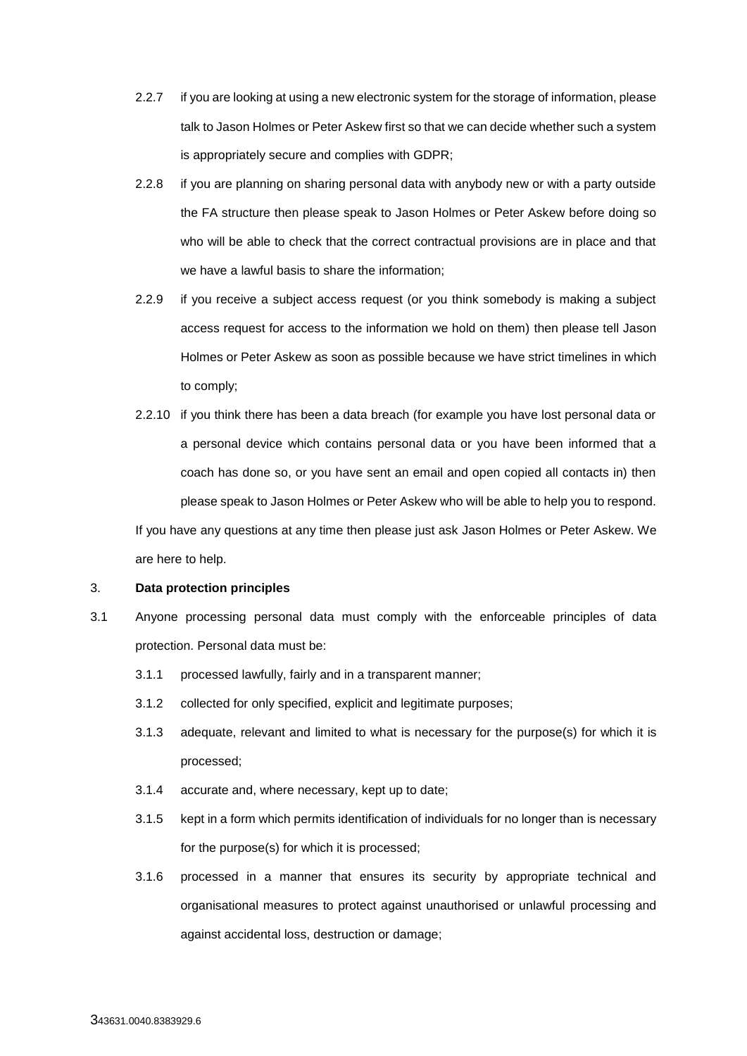2.2.7 if you are looking at using a new electronic system for the storage of information, please talk to Jason Holmes or Peter Askew first so that we can decide whether such a system is appropriately secure and complies with GDPR;

2.2.8 if you are planning on sharing personal data with anybody new or with a party outside the FA structure then please speak to Jason Holmes or Peter Askew before doing so who will be able to check that the correct contractual provisions are in place and that we have a lawful basis to share the information;

2.2.9 if you receive a subject access request (or you think somebody is making a subject access request for access to the information we hold on them) then please tell Jason Holmes or Peter Askew as soon as possible because we have strict timelines in which to comply;

2.2.10 if you think there has been a data breach (for example you have lost personal data or a personal device which contains personal data or you have been informed that a coach has done so, or you have sent an email and open copied all contacts in) then please speak to Jason Holmes or Peter Askew who will be able to help you to respond.

If you have any questions at any time then please just ask Jason Holmes or Peter Askew. We are here to help.

3. **Data protection principles**

3.1 Anyone processing personal data must comply with the enforceable principles of data protection. Personal data must be:

3.1.1 processed lawfully, fairly and in a transparent manner;

3.1.2 collected for only specified, explicit and legitimate purposes;

3.1.3 adequate, relevant and limited to what is necessary for the purpose(s) for which it is processed;

3.1.4 accurate and, where necessary, kept up to date;

3.1.5 kept in a form which permits identification of individuals for no longer than is necessary for the purpose(s) for which it is processed;

3.1.6 processed in a manner that ensures its security by appropriate technical and organisational measures to protect against unauthorised or unlawful processing and against accidental loss, destruction or damage;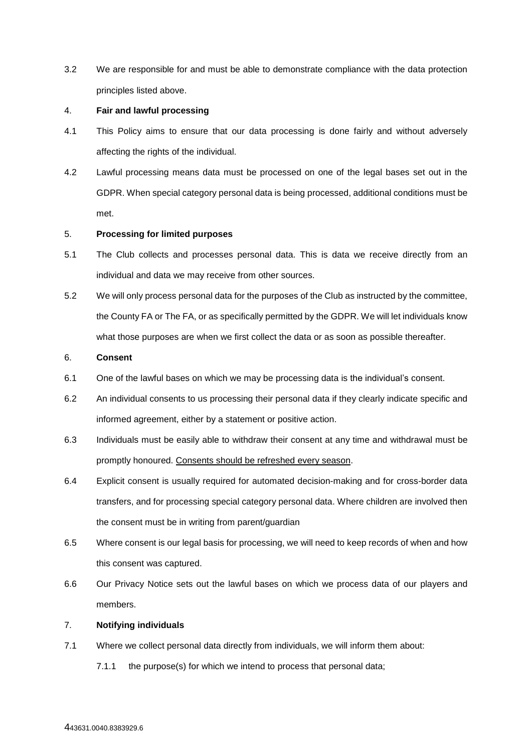3.2 We are responsible for and must be able to demonstrate compliance with the data protection principles listed above.

4. **Fair and lawful processing**

4.1 This Policy aims to ensure that our data processing is done fairly and without adversely affecting the rights of the individual.

4.2 Lawful processing means data must be processed on one of the legal bases set out in the GDPR. When special category personal data is being processed, additional conditions must be met.

5. **Processing for limited purposes**

5.1 The Club collects and processes personal data. This is data we receive directly from an individual and data we may receive from other sources.

5.2 We will only process personal data for the purposes of the Club as instructed by the committee, the County FA or The FA, or as specifically permitted by the GDPR. We will let individuals know what those purposes are when we first collect the data or as soon as possible thereafter.

6. **Consent**

6.1 One of the lawful bases on which we may be processing data is the individual's consent.

6.2 An individual consents to us processing their personal data if they clearly indicate specific and informed agreement, either by a statement or positive action.

6.3 Individuals must be easily able to withdraw their consent at any time and withdrawal must be promptly honoured. <u>Consents should be refreshed every season</u>.

6.4 Explicit consent is usually required for automated decision-making and for cross-border data transfers, and for processing special category personal data. Where children are involved then the consent must be in writing from parent/guardian

6.5 Where consent is our legal basis for processing, we will need to keep records of when and how this consent was captured.

6.6 Our Privacy Notice sets out the lawful bases on which we process data of our players and members.

7. **Notifying individuals**

7.1 Where we collect personal data directly from individuals, we will inform them about:

7.1.1 the purpose(s) for which we intend to process that personal data;

443631.0040.8383929.6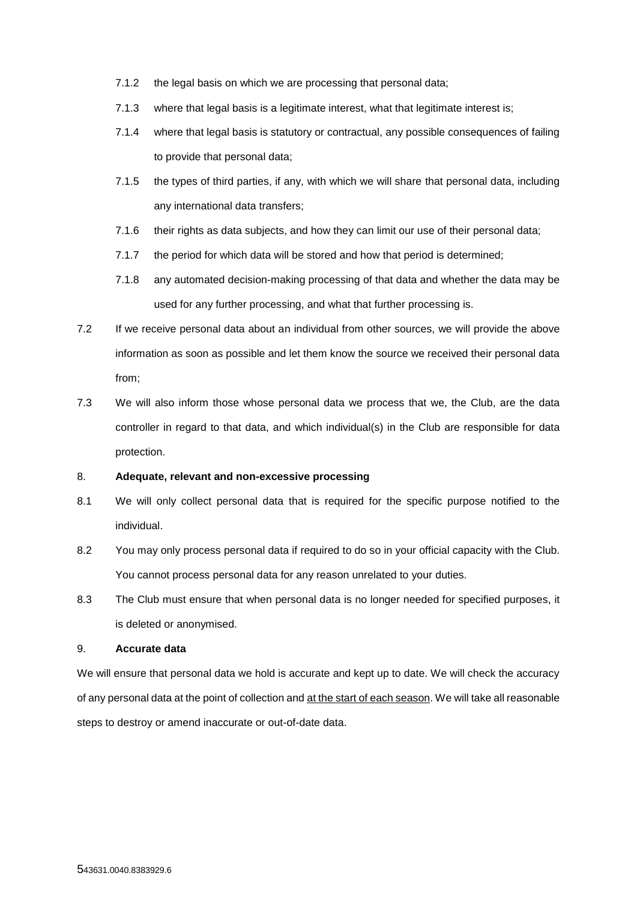7.1.2 the legal basis on which we are processing that personal data;

7.1.3 where that legal basis is a legitimate interest, what that legitimate interest is;

7.1.4 where that legal basis is statutory or contractual, any possible consequences of failing to provide that personal data;

7.1.5 the types of third parties, if any, with which we will share that personal data, including any international data transfers;

7.1.6 their rights as data subjects, and how they can limit our use of their personal data;

7.1.7 the period for which data will be stored and how that period is determined;

7.1.8 any automated decision-making processing of that data and whether the data may be used for any further processing, and what that further processing is.

7.2 If we receive personal data about an individual from other sources, we will provide the above information as soon as possible and let them know the source we received their personal data from;

7.3 We will also inform those whose personal data we process that we, the Club, are the data controller in regard to that data, and which individual(s) in the Club are responsible for data protection.

8. **Adequate, relevant and non-excessive processing**

8.1 We will only collect personal data that is required for the specific purpose notified to the individual.

8.2 You may only process personal data if required to do so in your official capacity with the Club. You cannot process personal data for any reason unrelated to your duties.

8.3 The Club must ensure that when personal data is no longer needed for specified purposes, it is deleted or anonymised.

9. **Accurate data**

We will ensure that personal data we hold is accurate and kept up to date. We will check the accuracy of any personal data at the point of collection and <u>at the start of each season</u>. We will take all reasonable steps to destroy or amend inaccurate or out-of-date data.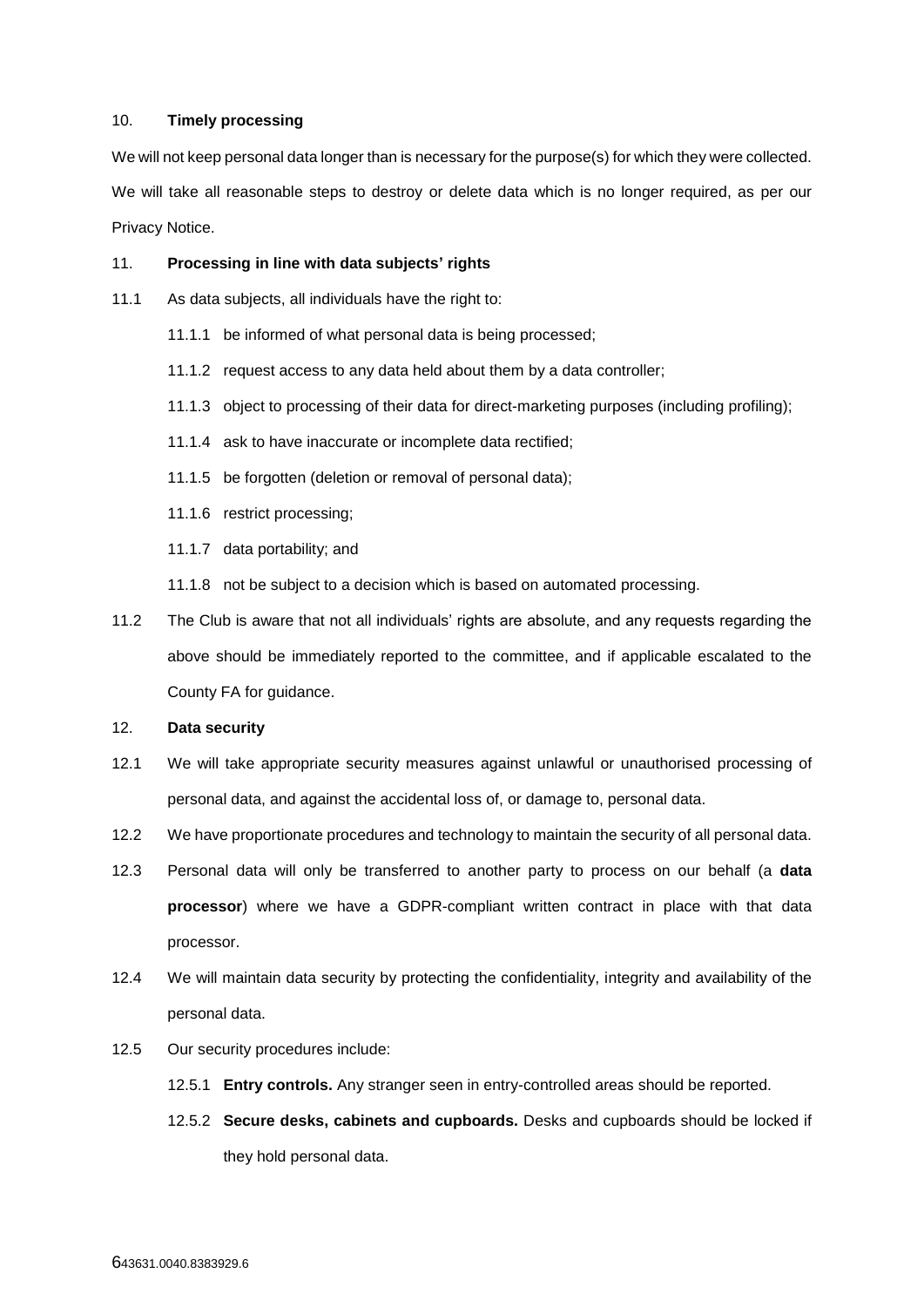## 10. Timely processing

We will not keep personal data longer than is necessary for the purpose(s) for which they were collected. We will take all reasonable steps to destroy or delete data which is no longer required, as per our Privacy Notice.

## 11. Processing in line with data subjects' rights

11.1 As data subjects, all individuals have the right to:

- 11.1.1 be informed of what personal data is being processed;
- 11.1.2 request access to any data held about them by a data controller;
- 11.1.3 object to processing of their data for direct-marketing purposes (including profiling);
- 11.1.4 ask to have inaccurate or incomplete data rectified;
- 11.1.5 be forgotten (deletion or removal of personal data);
- 11.1.6 restrict processing;
- 11.1.7 data portability; and
- 11.1.8 not be subject to a decision which is based on automated processing.

11.2 The Club is aware that not all individuals' rights are absolute, and any requests regarding the above should be immediately reported to the committee, and if applicable escalated to the County FA for guidance.

## 12. Data security

12.1 We will take appropriate security measures against unlawful or unauthorised processing of personal data, and against the accidental loss of, or damage to, personal data.

12.2 We have proportionate procedures and technology to maintain the security of all personal data.

12.3 Personal data will only be transferred to another party to process on our behalf (a **data processor**) where we have a GDPR-compliant written contract in place with that data processor.

12.4 We will maintain data security by protecting the confidentiality, integrity and availability of the personal data.

12.5 Our security procedures include:

- 12.5.1 **Entry controls.** Any stranger seen in entry-controlled areas should be reported.
- 12.5.2 **Secure desks, cabinets and cupboards.** Desks and cupboards should be locked if they hold personal data.

643631.0040.8383929.6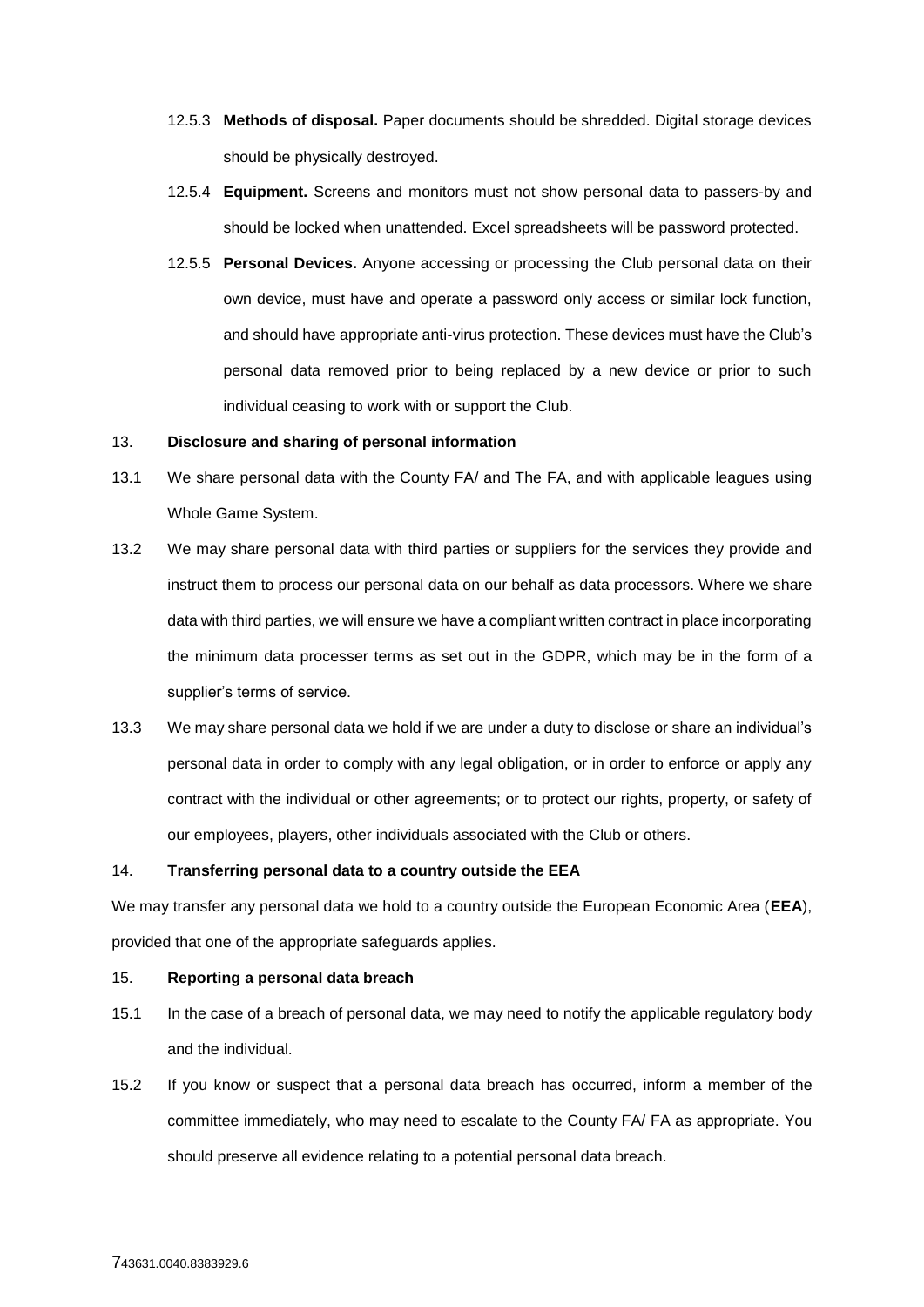12.5.3 **Methods of disposal.** Paper documents should be shredded. Digital storage devices should be physically destroyed.

12.5.4 **Equipment.** Screens and monitors must not show personal data to passers-by and should be locked when unattended. Excel spreadsheets will be password protected.

12.5.5 **Personal Devices.** Anyone accessing or processing the Club personal data on their own device, must have and operate a password only access or similar lock function, and should have appropriate anti-virus protection. These devices must have the Club's personal data removed prior to being replaced by a new device or prior to such individual ceasing to work with or support the Club.

13. **Disclosure and sharing of personal information**

13.1 We share personal data with the County FA/ and The FA, and with applicable leagues using Whole Game System.

13.2 We may share personal data with third parties or suppliers for the services they provide and instruct them to process our personal data on our behalf as data processors. Where we share data with third parties, we will ensure we have a compliant written contract in place incorporating the minimum data processer terms as set out in the GDPR, which may be in the form of a supplier's terms of service.

13.3 We may share personal data we hold if we are under a duty to disclose or share an individual's personal data in order to comply with any legal obligation, or in order to enforce or apply any contract with the individual or other agreements; or to protect our rights, property, or safety of our employees, players, other individuals associated with the Club or others.

14. **Transferring personal data to a country outside the EEA**

We may transfer any personal data we hold to a country outside the European Economic Area (**EEA**), provided that one of the appropriate safeguards applies.

15. **Reporting a personal data breach**

15.1 In the case of a breach of personal data, we may need to notify the applicable regulatory body and the individual.

15.2 If you know or suspect that a personal data breach has occurred, inform a member of the committee immediately, who may need to escalate to the County FA/ FA as appropriate. You should preserve all evidence relating to a potential personal data breach.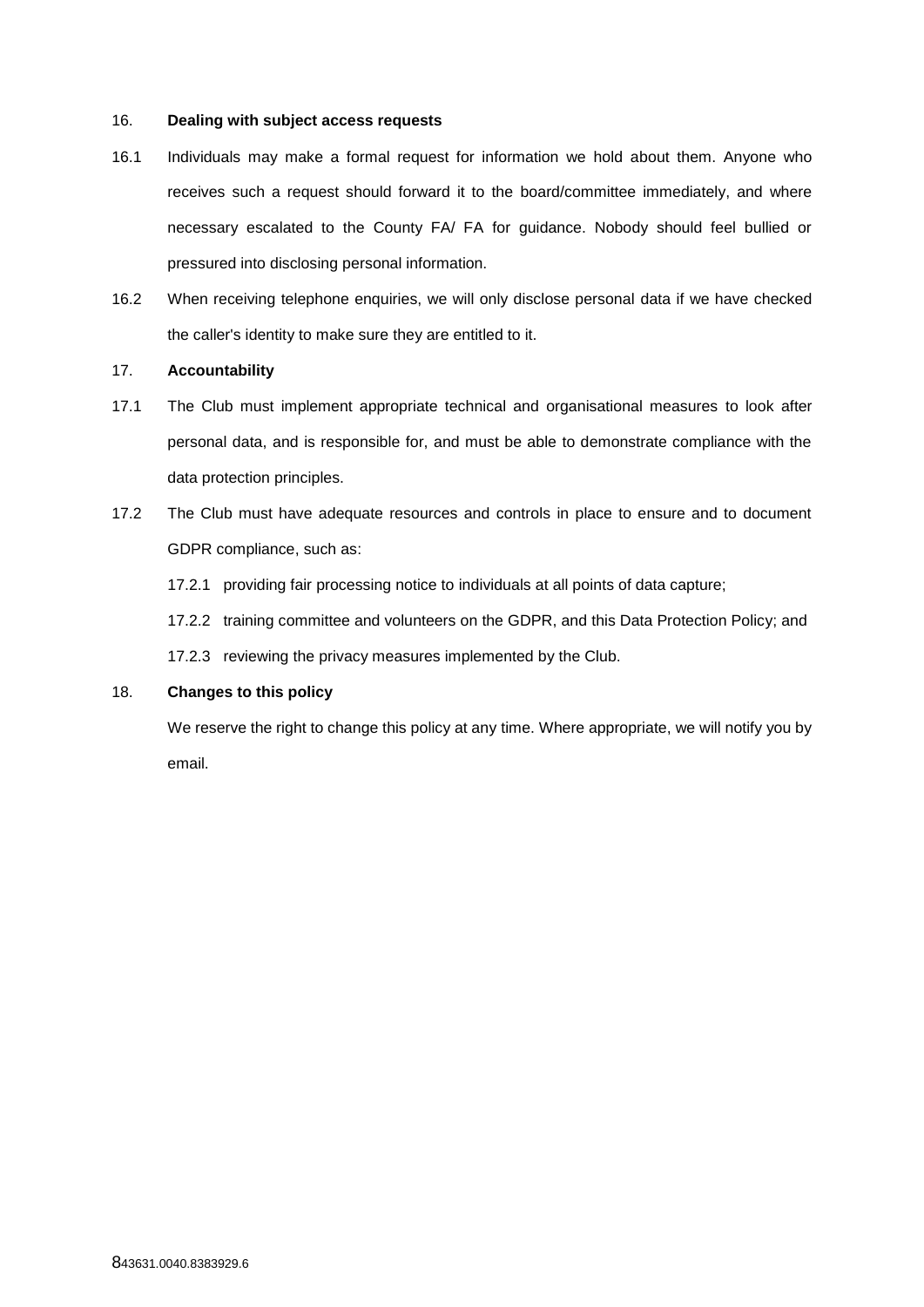## 16. **Dealing with subject access requests**

16.1 Individuals may make a formal request for information we hold about them. Anyone who receives such a request should forward it to the board/committee immediately, and where necessary escalated to the County FA/ FA for guidance. Nobody should feel bullied or pressured into disclosing personal information.

16.2 When receiving telephone enquiries, we will only disclose personal data if we have checked the caller's identity to make sure they are entitled to it.

## 17. **Accountability**

17.1 The Club must implement appropriate technical and organisational measures to look after personal data, and is responsible for, and must be able to demonstrate compliance with the data protection principles.

17.2 The Club must have adequate resources and controls in place to ensure and to document GDPR compliance, such as:

17.2.1 providing fair processing notice to individuals at all points of data capture;

17.2.2 training committee and volunteers on the GDPR, and this Data Protection Policy; and

17.2.3 reviewing the privacy measures implemented by the Club.

## 18. **Changes to this policy**

We reserve the right to change this policy at any time. Where appropriate, we will notify you by email.

43631.0040.8383929.6